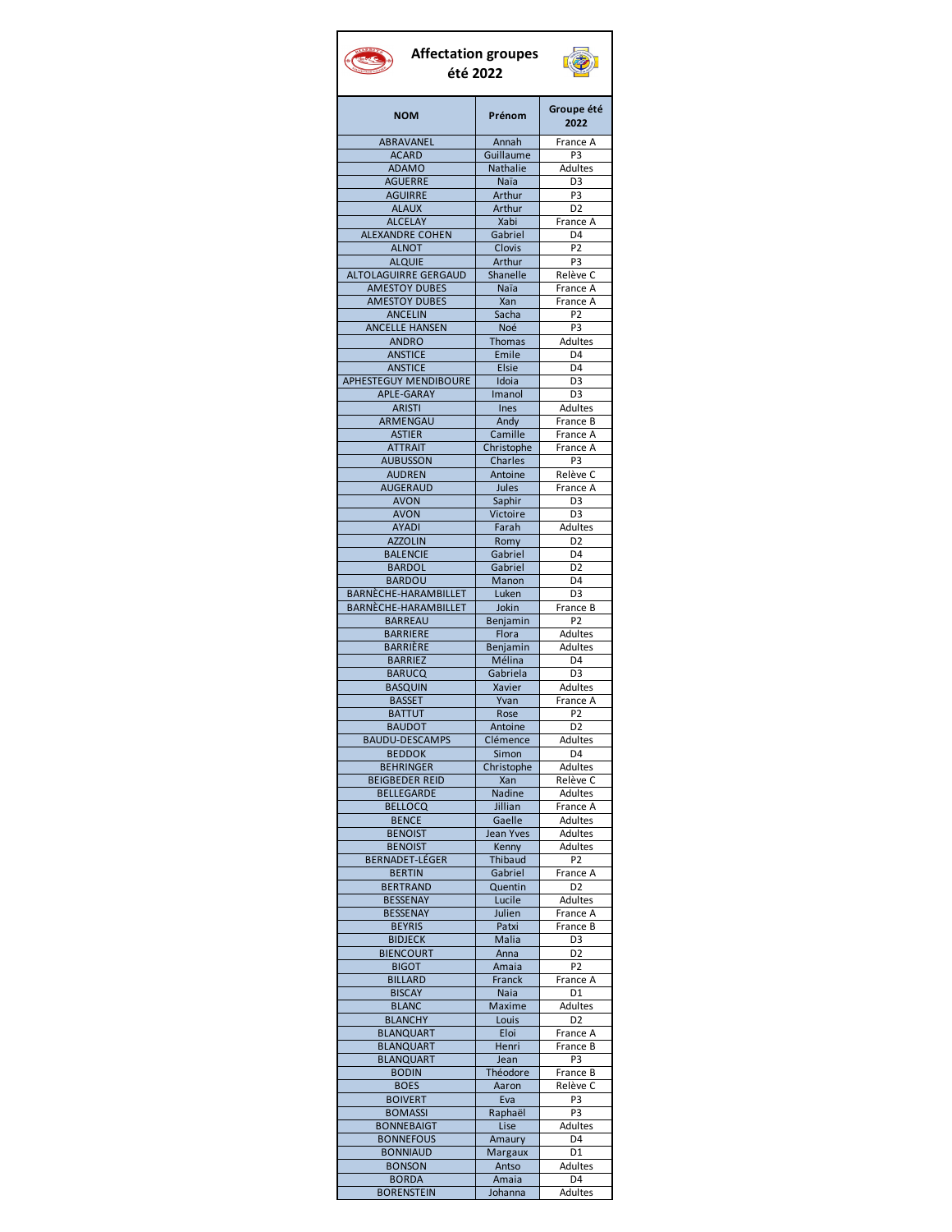# Affectation groupes été 2022

| NOM | Prénom | Groupe été 2022 |
|---|---|---|
| ABRAVANEL | Annah | France A |
| ACARD | Guillaume | P3 |
| ADAMO | Nathalie | Adultes |
| AGUERRE | Naïa | D3 |
| AGUIRRE | Arthur | P3 |
| ALAUX | Arthur | D2 |
| ALCELAY | Xabi | France A |
| ALEXANDRE COHEN | Gabriel | D4 |
| ALNOT | Clovis | P2 |
| ALQUIE | Arthur | P3 |
| ALTOLAGUIRRE GERGAUD | Shanelle | Relève C |
| AMESTOY DUBES | Naïa | France A |
| AMESTOY DUBES | Xan | France A |
| ANCELIN | Sacha | P2 |
| ANCELLE HANSEN | Noé | P3 |
| ANDRO | Thomas | Adultes |
| ANSTICE | Emile | D4 |
| ANSTICE | Elsie | D4 |
| APHESTEGUY MENDIBOURE | Idoia | D3 |
| APLE-GARAY | Imanol | D3 |
| ARISTI | Ines | Adultes |
| ARMENGAU | Andy | France B |
| ASTIER | Camille | France A |
| ATTRAIT | Christophe | France A |
| AUBUSSON | Charles | P3 |
| AUDREN | Antoine | Relève C |
| AUGERAUD | Jules | France A |
| AVON | Saphir | D3 |
| AVON | Victoire | D3 |
| AYADI | Farah | Adultes |
| AZZOLIN | Romy | D2 |
| BALENCIE | Gabriel | D4 |
| BARDOL | Gabriel | D2 |
| BARDOU | Manon | D4 |
| BARNÈCHE-HARAMBILLET | Luken | D3 |
| BARNÈCHE-HARAMBILLET | Jokin | France B |
| BARREAU | Benjamin | P2 |
| BARRIERE | Flora | Adultes |
| BARRIÈRE | Benjamin | Adultes |
| BARRIEZ | Mélina | D4 |
| BARUCQ | Gabriela | D3 |
| BASQUIN | Xavier | Adultes |
| BASSET | Yvan | France A |
| BATTUT | Rose | P2 |
| BAUDOT | Antoine | D2 |
| BAUDU-DESCAMPS | Clémence | Adultes |
| BEDDOK | Simon | D4 |
| BEHRINGER | Christophe | Adultes |
| BEIGBEDER REID | Xan | Relève C |
| BELLEGARDE | Nadine | Adultes |
| BELLOCQ | Jillian | France A |
| BENCE | Gaelle | Adultes |
| BENOIST | Jean Yves | Adultes |
| BENOIST | Kenny | Adultes |
| BERNADET-LÉGER | Thibaud | P2 |
| BERTIN | Gabriel | France A |
| BERTRAND | Quentin | D2 |
| BESSENAY | Lucile | Adultes |
| BESSENAY | Julien | France A |
| BEYRIS | Patxi | France B |
| BIDJECK | Malia | D3 |
| BIENCOURT | Anna | D2 |
| BIGOT | Amaia | P2 |
| BILLARD | Franck | France A |
| BISCAY | Naia | D1 |
| BLANC | Maxime | Adultes |
| BLANCHY | Louis | D2 |
| BLANQUART | Eloi | France A |
| BLANQUART | Henri | France B |
| BLANQUART | Jean | P3 |
| BODIN | Théodore | France B |
| BOES | Aaron | Relève C |
| BOIVERT | Eva | P3 |
| BOMASSI | Raphaël | P3 |
| BONNEBAIGT | Lise | Adultes |
| BONNEFOUS | Amaury | D4 |
| BONNIAUD | Margaux | D1 |
| BONSON | Antso | Adultes |
| BORDA | Amaia | D4 |
| BORENSTEIN | Johanna | Adultes |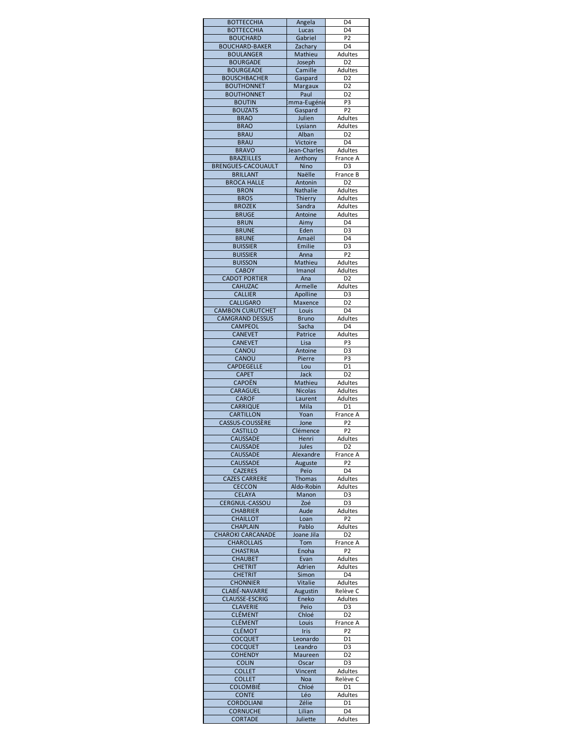| BOTTECCHIA | Angela | D4 |
|---|---|---|
| BOTTECCHIA | Lucas | D4 |
| BOUCHARD | Gabriel | P2 |
| BOUCHARD-BAKER | Zachary | D4 |
| BOULANGER | Mathieu | Adultes |
| BOURGADE | Joseph | D2 |
| BOURGEADE | Camille | Adultes |
| BOUSCHBACHER | Gaspard | D2 |
| BOUTHONNET | Margaux | D2 |
| BOUTHONNET | Paul | D2 |
| BOUTIN | Emma-Eugénie | P3 |
| BOUZATS | Gaspard | P2 |
| BRAO | Julien | Adultes |
| BRAO | Lysiann | Adultes |
| BRAU | Alban | D2 |
| BRAU | Victoire | D4 |
| BRAVO | Jean-Charles | Adultes |
| BRAZEILLES | Anthony | France A |
| BRENGUES-CACOUAULT | Nino | D3 |
| BRILLANT | Naëlle | France B |
| BROCA HALLE | Antonin | D2 |
| BRON | Nathalie | Adultes |
| BROS | Thierry | Adultes |
| BROZEK | Sandra | Adultes |
| BRUGE | Antoine | Adultes |
| BRUN | Aimy | D4 |
| BRUNE | Eden | D3 |
| BRUNE | Amaël | D4 |
| BUISSIER | Emilie | D3 |
| BUISSIER | Anna | P2 |
| BUISSON | Mathieu | Adultes |
| CABOY | Imanol | Adultes |
| CADOT PORTIER | Ana | D2 |
| CAHUZAC | Armelle | Adultes |
| CALLIER | Apolline | D3 |
| CALLIGARO | Maxence | D2 |
| CAMBON CURUTCHET | Louis | D4 |
| CAMGRAND DESSUS | Bruno | Adultes |
| CAMPEOL | Sacha | D4 |
| CANEVET | Patrice | Adultes |
| CANEVET | Lisa | P3 |
| CANOU | Antoine | D3 |
| CANOU | Pierre | P3 |
| CAPDEGELLE | Lou | D1 |
| CAPET | Jack | D2 |
| CAPOËN | Mathieu | Adultes |
| CARAGUEL | Nicolas | Adultes |
| CAROF | Laurent | Adultes |
| CARRIQUE | Mila | D1 |
| CARTILLON | Yoan | France A |
| CASSUS-COUSSÈRE | Jone | P2 |
| CASTILLO | Clémence | P2 |
| CAUSSADE | Henri | Adultes |
| CAUSSADE | Jules | D2 |
| CAUSSADE | Alexandre | France A |
| CAUSSADE | Auguste | P2 |
| CAZERES | Peïo | D4 |
| CAZES CARRERE | Thomas | Adultes |
| CECCON | Aldo-Robin | Adultes |
| CELAYA | Manon | D3 |
| CERGNUL-CASSOU | Zoé | D3 |
| CHABRIER | Aude | Adultes |
| CHAILLOT | Loan | P2 |
| CHAPLAIN | Pablo | Adultes |
| CHAROKI CARCANADE | Joane Jila | D2 |
| CHAROLLAIS | Tom | France A |
| CHASTRIA | Enoha | P2 |
| CHAUBET | Evan | Adultes |
| CHETRIT | Adrien | Adultes |
| CHETRIT | Simon | D4 |
| CHONNIER | Vitalie | Adultes |
| CLABÉ-NAVARRE | Augustin | Relève C |
| CLAUSSE-ESCRIG | Eneko | Adultes |
| CLAVERIE | Peïo | D3 |
| CLÉMENT | Chloé | D2 |
| CLÉMENT | Louis | France A |
| CLÉMOT | Iris | P2 |
| COCQUET | Leonardo | D1 |
| COCQUET | Leandro | D3 |
| COHENDY | Maureen | D2 |
| COLIN | Oscar | D3 |
| COLLET | Vincent | Adultes |
| COLLET | Noa | Relève C |
| COLOMBIÉ | Chloé | D1 |
| CONTE | Léo | Adultes |
| CORDOLIANI | Zélie | D1 |
| CORNUCHE | Lilian | D4 |
| CORTADE | Juliette | Adultes |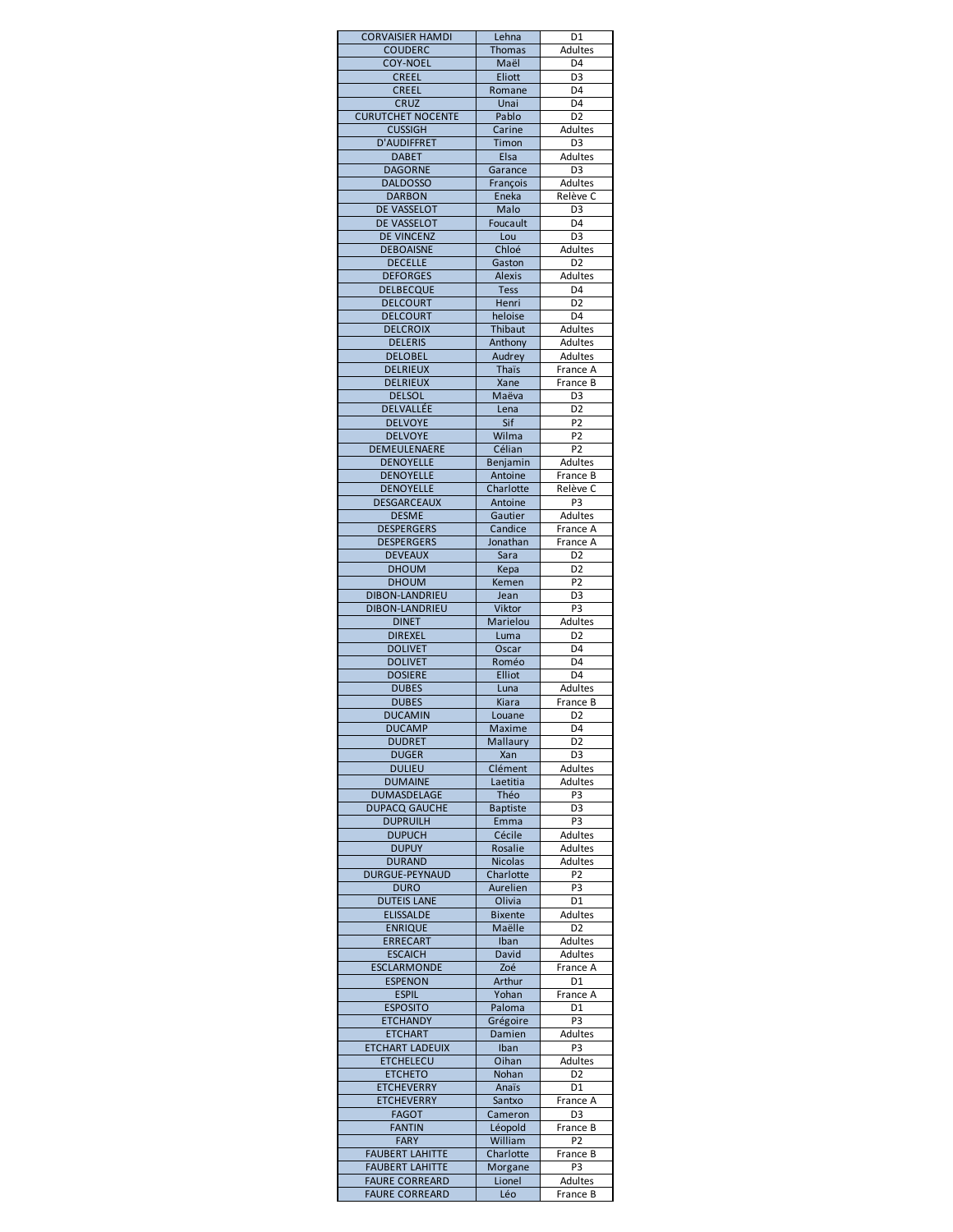| CORVAISIER HAMDI | Lehna | D1 |
|---|---|---|
| COUDERC | Thomas | Adultes |
| COY-NOEL | Maël | D4 |
| CREEL | Eliott | D3 |
| CREEL | Romane | D4 |
| CRUZ | Unai | D4 |
| CURUTCHET NOCENTE | Pablo | D2 |
| CUSSIGH | Carine | Adultes |
| D'AUDIFFRET | Timon | D3 |
| DABET | Elsa | Adultes |
| DAGORNE | Garance | D3 |
| DALDOSSO | François | Adultes |
| DARBON | Eneka | Relève C |
| DE VASSELOT | Malo | D3 |
| DE VASSELOT | Foucault | D4 |
| DE VINCENZ | Lou | D3 |
| DEBOAISNE | Chloé | Adultes |
| DECELLE | Gaston | D2 |
| DEFORGES | Alexis | Adultes |
| DELBECQUE | Tess | D4 |
| DELCOURT | Henri | D2 |
| DELCOURT | heloise | D4 |
| DELCROIX | Thibaut | Adultes |
| DELERIS | Anthony | Adultes |
| DELOBEL | Audrey | Adultes |
| DELRIEUX | Thaïs | France A |
| DELRIEUX | Xane | France B |
| DELSOL | Maëva | D3 |
| DELVALLÉE | Lena | D2 |
| DELVOYE | Sif | P2 |
| DELVOYE | Wilma | P2 |
| DEMEULENAERE | Célian | P2 |
| DENOYELLE | Benjamin | Adultes |
| DENOYELLE | Antoine | France B |
| DENOYELLE | Charlotte | Relève C |
| DESGARCEAUX | Antoine | P3 |
| DESME | Gautier | Adultes |
| DESPERGERS | Candice | France A |
| DESPERGERS | Jonathan | France A |
| DEVEAUX | Sara | D2 |
| DHOUM | Kepa | D2 |
| DHOUM | Kemen | P2 |
| DIBON-LANDRIEU | Jean | D3 |
| DIBON-LANDRIEU | Viktor | P3 |
| DINET | Marielou | Adultes |
| DIREXEL | Luma | D2 |
| DOLIVET | Oscar | D4 |
| DOLIVET | Roméo | D4 |
| DOSIERE | Elliot | D4 |
| DUBES | Luna | Adultes |
| DUBES | Kiara | France B |
| DUCAMIN | Louane | D2 |
| DUCAMP | Maxime | D4 |
| DUDRET | Mallaury | D2 |
| DUGER | Xan | D3 |
| DULIEU | Clément | Adultes |
| DUMAINE | Laetitia | Adultes |
| DUMASDELAGE | Théo | P3 |
| DUPACQ GAUCHE | Baptiste | D3 |
| DUPRUILH | Emma | P3 |
| DUPUCH | Cécile | Adultes |
| DUPUY | Rosalie | Adultes |
| DURAND | Nicolas | Adultes |
| DURGUE-PEYNAUD | Charlotte | P2 |
| DURO | Aurelien | P3 |
| DUTEIS LANE | Olivia | D1 |
| ELISSALDE | Bixente | Adultes |
| ENRIQUE | Maëlle | D2 |
| ERRECART | Iban | Adultes |
| ESCAICH | David | Adultes |
| ESCLARMONDE | Zoé | France A |
| ESPENON | Arthur | D1 |
| ESPIL | Yohan | France A |
| ESPOSITO | Paloma | D1 |
| ETCHANDY | Grégoire | P3 |
| ETCHART | Damien | Adultes |
| ETCHART LADEUIX | Iban | P3 |
| ETCHELECU | Oihan | Adultes |
| ETCHETO | Nohan | D2 |
| ETCHEVERRY | Anaïs | D1 |
| ETCHEVERRY | Santxo | France A |
| FAGOT | Cameron | D3 |
| FANTIN | Léopold | France B |
| FARY | William | P2 |
| FAUBERT LAHITTE | Charlotte | France B |
| FAUBERT LAHITTE | Morgane | P3 |
| FAURE CORREARD | Lionel | Adultes |
| FAURE CORREARD | Léo | France B |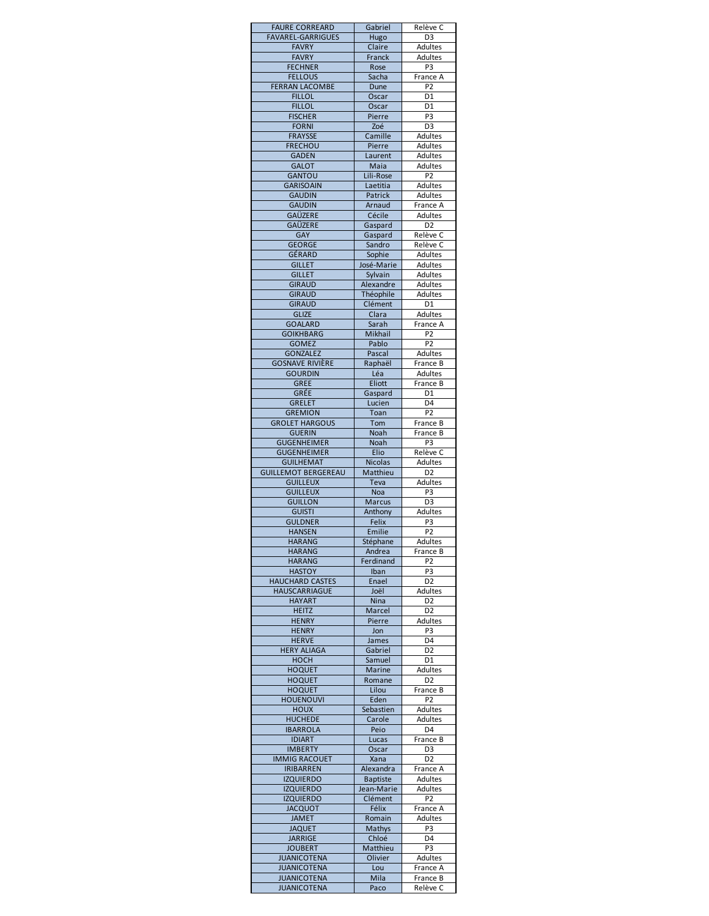| FAURE CORREARD | Gabriel | Relève C |
|---|---|---|
| FAVAREL-GARRIGUES | Hugo | D3 |
| FAVRY | Claire | Adultes |
| FAVRY | Franck | Adultes |
| FECHNER | Rose | P3 |
| FELLOUS | Sacha | France A |
| FERRAN LACOMBE | Dune | P2 |
| FILLOL | Oscar | D1 |
| FILLOL | Oscar | D1 |
| FISCHER | Pierre | P3 |
| FORNI | Zoé | D3 |
| FRAYSSE | Camille | Adultes |
| FRECHOU | Pierre | Adultes |
| GADEN | Laurent | Adultes |
| GALOT | Maia | Adultes |
| GANTOU | Lili-Rose | P2 |
| GARISOAIN | Laetitia | Adultes |
| GAUDIN | Patrick | Adultes |
| GAUDIN | Arnaud | France A |
| GAÜZERE | Cécile | Adultes |
| GAÜZERE | Gaspard | D2 |
| GAY | Gaspard | Relève C |
| GEORGE | Sandro | Relève C |
| GÉRARD | Sophie | Adultes |
| GILLET | José-Marie | Adultes |
| GILLET | Sylvain | Adultes |
| GIRAUD | Alexandre | Adultes |
| GIRAUD | Théophile | Adultes |
| GIRAUD | Clément | D1 |
| GLIZE | Clara | Adultes |
| GOALARD | Sarah | France A |
| GOIKHBARG | Mikhail | P2 |
| GOMEZ | Pablo | P2 |
| GONZALEZ | Pascal | Adultes |
| GOSNAVE RIVIÈRE | Raphaël | France B |
| GOURDIN | Léa | Adultes |
| GREE | Eliott | France B |
| GRÉE | Gaspard | D1 |
| GRELET | Lucien | D4 |
| GREMION | Toan | P2 |
| GROLET HARGOUS | Tom | France B |
| GUERIN | Noah | France B |
| GUGENHEIMER | Noah | P3 |
| GUGENHEIMER | Elio | Relève C |
| GUILHEMAT | Nicolas | Adultes |
| GUILLEMOT BERGEREAU | Matthieu | D2 |
| GUILLEUX | Teva | Adultes |
| GUILLEUX | Noa | P3 |
| GUILLON | Marcus | D3 |
| GUISTI | Anthony | Adultes |
| GULDNER | Felix | P3 |
| HANSEN | Emilie | P2 |
| HARANG | Stéphane | Adultes |
| HARANG | Andrea | France B |
| HARANG | Ferdinand | P2 |
| HASTOY | Iban | P3 |
| HAUCHARD CASTES | Enael | D2 |
| HAUSCARRIAGUE | Joël | Adultes |
| HAYART | Nina | D2 |
| HEITZ | Marcel | D2 |
| HENRY | Pierre | Adultes |
| HENRY | Jon | P3 |
| HERVE | James | D4 |
| HERY ALIAGA | Gabriel | D2 |
| HOCH | Samuel | D1 |
| HOQUET | Marine | Adultes |
| HOQUET | Romane | D2 |
| HOQUET | Lilou | France B |
| HOUENOUVI | Eden | P2 |
| HOUX | Sebastien | Adultes |
| HUCHEDE | Carole | Adultes |
| IBARROLA | Peio | D4 |
| IDIART | Lucas | France B |
| IMBERTY | Oscar | D3 |
| IMMIG RACOUET | Xana | D2 |
| IRIBARREN | Alexandra | France A |
| IZQUIERDO | Baptiste | Adultes |
| IZQUIERDO | Jean-Marie | Adultes |
| IZQUIERDO | Clément | P2 |
| JACQUOT | Félix | France A |
| JAMET | Romain | Adultes |
| JAQUET | Mathys | P3 |
| JARRIGE | Chloé | D4 |
| JOUBERT | Matthieu | P3 |
| JUANICOTENA | Olivier | Adultes |
| JUANICOTENA | Lou | France A |
| JUANICOTENA | Mila | France B |
| JUANICOTENA | Paco | Relève C |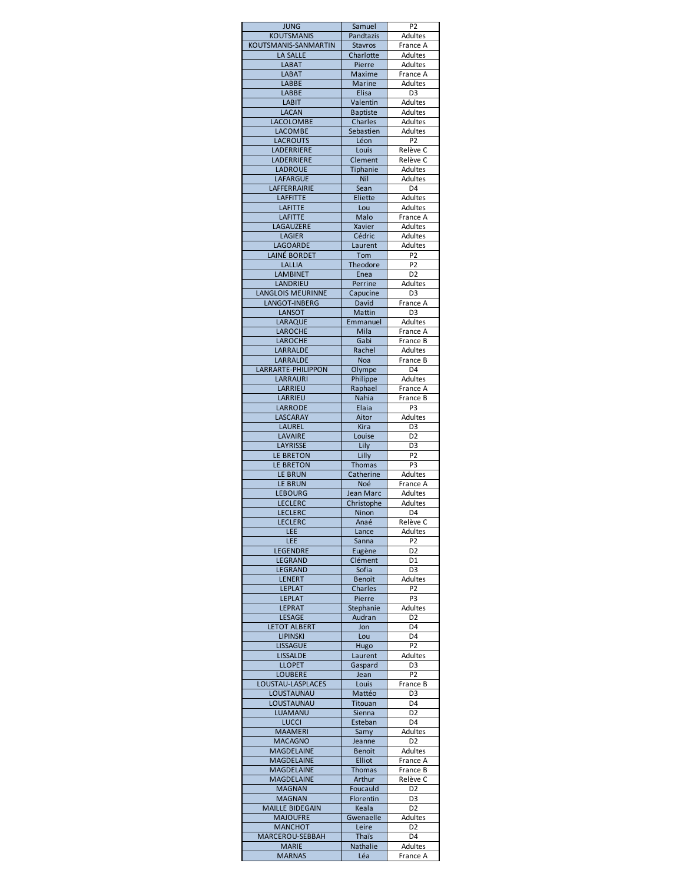| JUNG | Samuel | P2 |
|---|---|---|
| KOUTSMANIS | Pandtazis | Adultes |
| KOUTSMANIS-SANMARTIN | Stavros | France A |
| LA SALLE | Charlotte | Adultes |
| LABAT | Pierre | Adultes |
| LABAT | Maxime | France A |
| LABBE | Marine | Adultes |
| LABBE | Elisa | D3 |
| LABIT | Valentin | Adultes |
| LACAN | Baptiste | Adultes |
| LACOLOMBE | Charles | Adultes |
| LACOMBE | Sebastien | Adultes |
| LACROUTS | Léon | P2 |
| LADERRIERE | Louis | Relève C |
| LADERRIERE | Clement | Relève C |
| LADROUE | Tiphanie | Adultes |
| LAFARGUE | Nil | Adultes |
| LAFFERRAIRIE | Sean | D4 |
| LAFFITTE | Eliette | Adultes |
| LAFITTE | Lou | Adultes |
| LAFITTE | Malo | France A |
| LAGAUZERE | Xavier | Adultes |
| LAGIER | Cédric | Adultes |
| LAGOARDE | Laurent | Adultes |
| LAINÉ BORDET | Tom | P2 |
| LALLIA | Theodore | P2 |
| LAMBINET | Enea | D2 |
| LANDRIEU | Perrine | Adultes |
| LANGLOIS MEURINNE | Capucine | D3 |
| LANGOT-INBERG | David | France A |
| LANSOT | Mattin | D3 |
| LARAQUE | Emmanuel | Adultes |
| LAROCHE | Mila | France A |
| LAROCHE | Gabi | France B |
| LARRALDE | Rachel | Adultes |
| LARRALDE | Noa | France B |
| LARRARTE-PHILIPPON | Olympe | D4 |
| LARRAURI | Philippe | Adultes |
| LARRIEU | Raphael | France A |
| LARRIEU | Nahia | France B |
| LARRODE | Elaia | P3 |
| LASCARAY | Aitor | Adultes |
| LAUREL | Kira | D3 |
| LAVAIRE | Louise | D2 |
| LAYRISSE | Lily | D3 |
| LE BRETON | Lilly | P2 |
| LE BRETON | Thomas | P3 |
| LE BRUN | Catherine | Adultes |
| LE BRUN | Noé | France A |
| LEBOURG | Jean Marc | Adultes |
| LECLERC | Christophe | Adultes |
| LECLERC | Ninon | D4 |
| LECLERC | Anaé | Relève C |
| LEE | Lance | Adultes |
| LEE | Sanna | P2 |
| LEGENDRE | Eugène | D2 |
| LEGRAND | Clément | D1 |
| LEGRAND | Sofia | D3 |
| LENERT | Benoit | Adultes |
| LEPLAT | Charles | P2 |
| LEPLAT | Pierre | P3 |
| LEPRAT | Stephanie | Adultes |
| LESAGE | Audran | D2 |
| LETOT ALBERT | Jon | D4 |
| LIPINSKI | Lou | D4 |
| LISSAGUE | Hugo | P2 |
| LISSALDE | Laurent | Adultes |
| LLOPET | Gaspard | D3 |
| LOUBERE | Jean | P2 |
| LOUSTAU-LASPLACES | Louis | France B |
| LOUSTAUNAU | Mattéo | D3 |
| LOUSTAUNAU | Titouan | D4 |
| LUAMANU | Sienna | D2 |
| LUCCI | Esteban | D4 |
| MAAMERI | Samy | Adultes |
| MACAGNO | Jeanne | D2 |
| MAGDELAINE | Benoit | Adultes |
| MAGDELAINE | Elliot | France A |
| MAGDELAINE | Thomas | France B |
| MAGDELAINE | Arthur | Relève C |
| MAGNAN | Foucauld | D2 |
| MAGNAN | Florentin | D3 |
| MAILLE BIDEGAIN | Keala | D2 |
| MAJOUFRE | Gwenaelle | Adultes |
| MANCHOT | Leire | D2 |
| MARCEROU-SEBBAH | Thaïs | D4 |
| MARIE | Nathalie | Adultes |
| MARNAS | Léa | France A |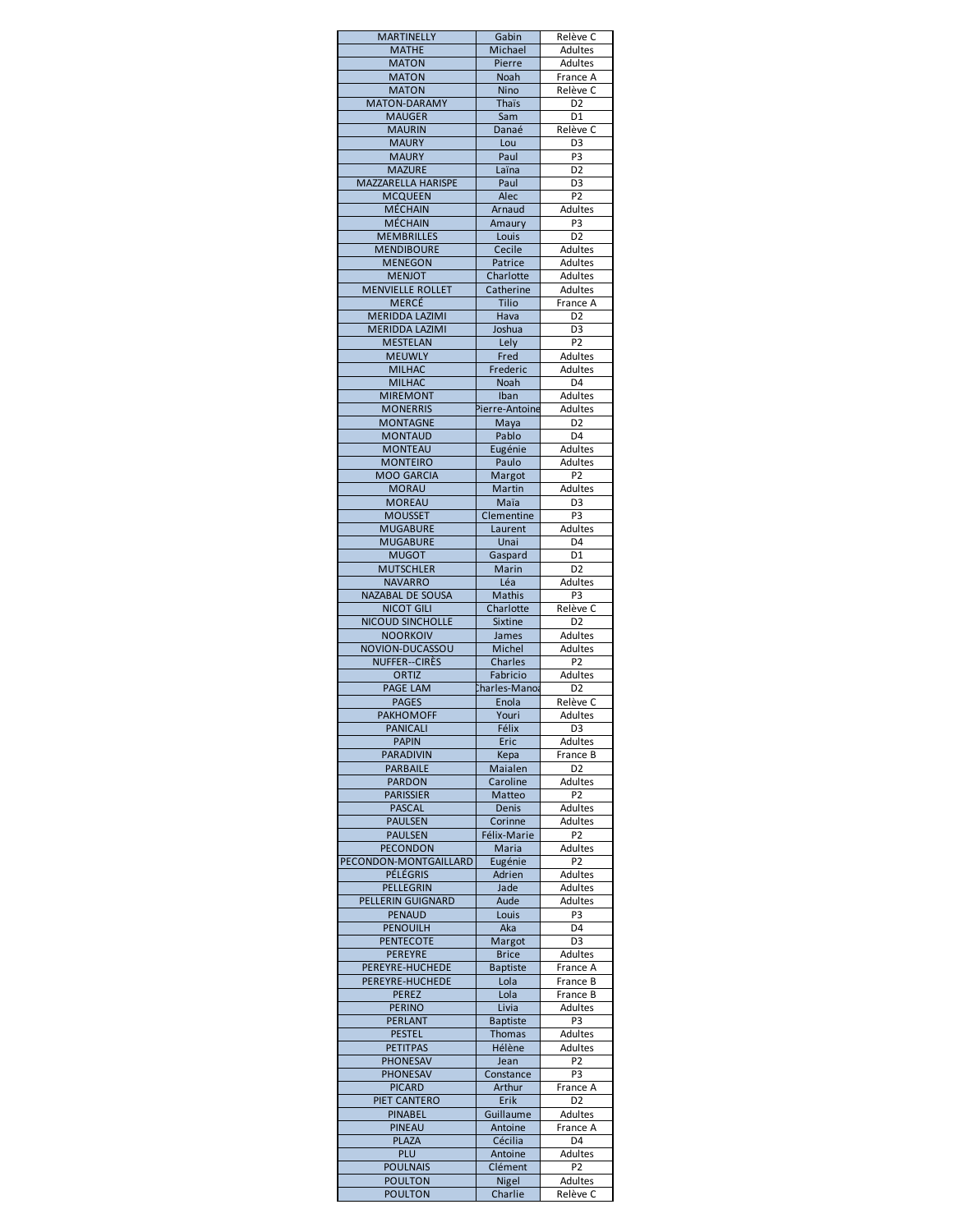| MARTINELLY | Gabin | Relève C |
|---|---|---|
| MATHE | Michael | Adultes |
| MATON | Pierre | Adultes |
| MATON | Noah | France A |
| MATON | Nino | Relève C |
| MATON-DARAMY | Thaïs | D2 |
| MAUGER | Sam | D1 |
| MAURIN | Danaé | Relève C |
| MAURY | Lou | D3 |
| MAURY | Paul | P3 |
| MAZURE | Laïna | D2 |
| MAZZARELLA HARISPE | Paul | D3 |
| MCQUEEN | Alec | P2 |
| MÉCHAIN | Arnaud | Adultes |
| MÉCHAIN | Amaury | P3 |
| MEMBRILLES | Louis | D2 |
| MENDIBOURE | Cecile | Adultes |
| MENEGON | Patrice | Adultes |
| MENJOT | Charlotte | Adultes |
| MENVIELLE ROLLET | Catherine | Adultes |
| MERCÉ | Tilio | France A |
| MERIDDA LAZIMI | Hava | D2 |
| MERIDDA LAZIMI | Joshua | D3 |
| MESTELAN | Lely | P2 |
| MEUWLY | Fred | Adultes |
| MILHAC | Frederic | Adultes |
| MILHAC | Noah | D4 |
| MIREMONT | Iban | Adultes |
| MONERRIS | Pierre-Antoine | Adultes |
| MONTAGNE | Maya | D2 |
| MONTAUD | Pablo | D4 |
| MONTEAU | Eugénie | Adultes |
| MONTEIRO | Paulo | Adultes |
| MOO GARCIA | Margot | P2 |
| MORAU | Martin | Adultes |
| MOREAU | Maïa | D3 |
| MOUSSET | Clementine | P3 |
| MUGABURE | Laurent | Adultes |
| MUGABURE | Unai | D4 |
| MUGOT | Gaspard | D1 |
| MUTSCHLER | Marin | D2 |
| NAVARRO | Léa | Adultes |
| NAZABAL DE SOUSA | Mathis | P3 |
| NICOT GILI | Charlotte | Relève C |
| NICOUD SINCHOLLE | Sixtine | D2 |
| NOORKOIV | James | Adultes |
| NOVION-DUCASSOU | Michel | Adultes |
| NUFFER--CIRÈS | Charles | P2 |
| ORTIZ | Fabricio | Adultes |
| PAGE LAM | Charles-Manoa | D2 |
| PAGES | Enola | Relève C |
| PAKHOMOFF | Youri | Adultes |
| PANICALI | Félix | D3 |
| PAPIN | Eric | Adultes |
| PARADIVIN | Kepa | France B |
| PARBAILE | Maialen | D2 |
| PARDON | Caroline | Adultes |
| PARISSIER | Matteo | P2 |
| PASCAL | Denis | Adultes |
| PAULSEN | Corinne | Adultes |
| PAULSEN | Félix-Marie | P2 |
| PECONDON | Maria | Adultes |
| PECONDON-MONTGAILLARD | Eugénie | P2 |
| PÉLÉGRIS | Adrien | Adultes |
| PELLEGRIN | Jade | Adultes |
| PELLERIN GUIGNARD | Aude | Adultes |
| PENAUD | Louis | P3 |
| PENOUILH | Aka | D4 |
| PENTECOTE | Margot | D3 |
| PEREYRE | Brice | Adultes |
| PEREYRE-HUCHEDE | Baptiste | France A |
| PEREYRE-HUCHEDE | Lola | France B |
| PEREZ | Lola | France B |
| PERINO | Livia | Adultes |
| PERLANT | Baptiste | P3 |
| PESTEL | Thomas | Adultes |
| PETITPAS | Hélène | Adultes |
| PHONESAV | Jean | P2 |
| PHONESAV | Constance | P3 |
| PICARD | Arthur | France A |
| PIET CANTERO | Erik | D2 |
| PINABEL | Guillaume | Adultes |
| PINEAU | Antoine | France A |
| PLAZA | Cécilia | D4 |
| PLU | Antoine | Adultes |
| POULNAIS | Clément | P2 |
| POULTON | Nigel | Adultes |
| POULTON | Charlie | Relève C |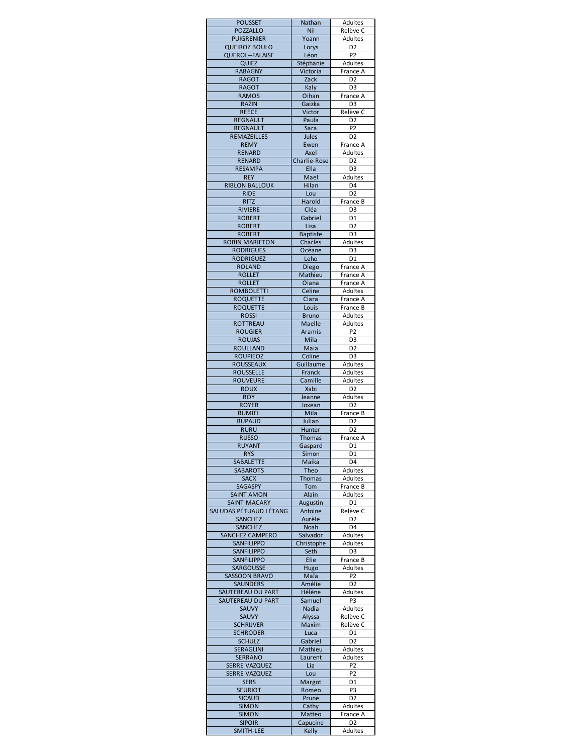| | | |
|---|---|---|
| POUSSET | Nathan | Adultes |
| POZZALLO | Nil | Relève C |
| PUIGRENIER | Yoann | Adultes |
| QUEIROZ BOULO | Lorys | D2 |
| QUEROL--FALAISE | Léon | P2 |
| QUIEZ | Stéphanie | Adultes |
| RABAGNY | Victoria | France A |
| RAGOT | Zack | D2 |
| RAGOT | Kaly | D3 |
| RAMOS | Oihan | France A |
| RAZIN | Gaizka | D3 |
| REECE | Victor | Relève C |
| REGNAULT | Paula | D2 |
| REGNAULT | Sara | P2 |
| REMAZEILLES | Jules | D2 |
| REMY | Ewen | France A |
| RENARD | Axel | Adultes |
| RENARD | Charlie-Rose | D2 |
| RESAMPA | Ella | D3 |
| REY | Mael | Adultes |
| RIBLON BALLOUK | Hilan | D4 |
| RIDE | Lou | D2 |
| RITZ | Harold | France B |
| RIVIERE | Cléa | D3 |
| ROBERT | Gabriel | D1 |
| ROBERT | Lisa | D2 |
| ROBERT | Baptiste | D3 |
| ROBIN MARIETON | Charles | Adultes |
| RODRIGUES | Océane | D3 |
| RODRIGUEZ | Leho | D1 |
| ROLAND | Diego | France A |
| ROLLET | Mathieu | France A |
| ROLLET | Oiana | France A |
| ROMBOLETTI | Celine | Adultes |
| ROQUETTE | Clara | France A |
| ROQUETTE | Louis | France B |
| ROSSI | Bruno | Adultes |
| ROTTREAU | Maelle | Adultes |
| ROUGIER | Aramis | P2 |
| ROUJAS | Mila | D3 |
| ROULLAND | Maia | D2 |
| ROUPIEOZ | Coline | D3 |
| ROUSSEAUX | Guillaume | Adultes |
| ROUSSELLE | Franck | Adultes |
| ROUVEURE | Camille | Adultes |
| ROUX | Xabi | D2 |
| ROY | Jeanne | Adultes |
| ROYER | Joxean | D2 |
| RUMIEL | Mila | France B |
| RUPAUD | Julian | D2 |
| RURU | Hunter | D2 |
| RUSSO | Thomas | France A |
| RUYANT | Gaspard | D1 |
| RYS | Simon | D1 |
| SABALETTE | Maika | D4 |
| SABAROTS | Theo | Adultes |
| SACX | Thomas | Adultes |
| SAGASPY | Tom | France B |
| SAINT AMON | Alain | Adultes |
| SAINT-MACARY | Augustin | D1 |
| SALUDAS PÉTUAUD LÉTANG | Antoine | Relève C |
| SANCHEZ | Aurèle | D2 |
| SANCHEZ | Noah | D4 |
| SANCHEZ CAMPERO | Salvador | Adultes |
| SANFILIPPO | Christophe | Adultes |
| SANFILIPPO | Seth | D3 |
| SANFILIPPO | Elie | France B |
| SARGOUSSE | Hugo | Adultes |
| SASSOON BRAVO | Maïa | P2 |
| SAUNDERS | Amélie | D2 |
| SAUTEREAU DU PART | Hélène | Adultes |
| SAUTEREAU DU PART | Samuel | P3 |
| SAUVY | Nadia | Adultes |
| SAUVY | Alyssa | Relève C |
| SCHRIJVER | Maxim | Relève C |
| SCHRODER | Luca | D1 |
| SCHULZ | Gabriel | D2 |
| SERAGLINI | Mathieu | Adultes |
| SERRANO | Laurent | Adultes |
| SERRE VAZQUEZ | Lia | P2 |
| SERRE VAZQUEZ | Lou | P2 |
| SERS | Margot | D1 |
| SEURIOT | Romeo | P3 |
| SICAUD | Prune | D2 |
| SIMON | Cathy | Adultes |
| SIMON | Matteo | France A |
| SIPOIR | Capucine | D2 |
| SMITH-LEE | Kelly | Adultes |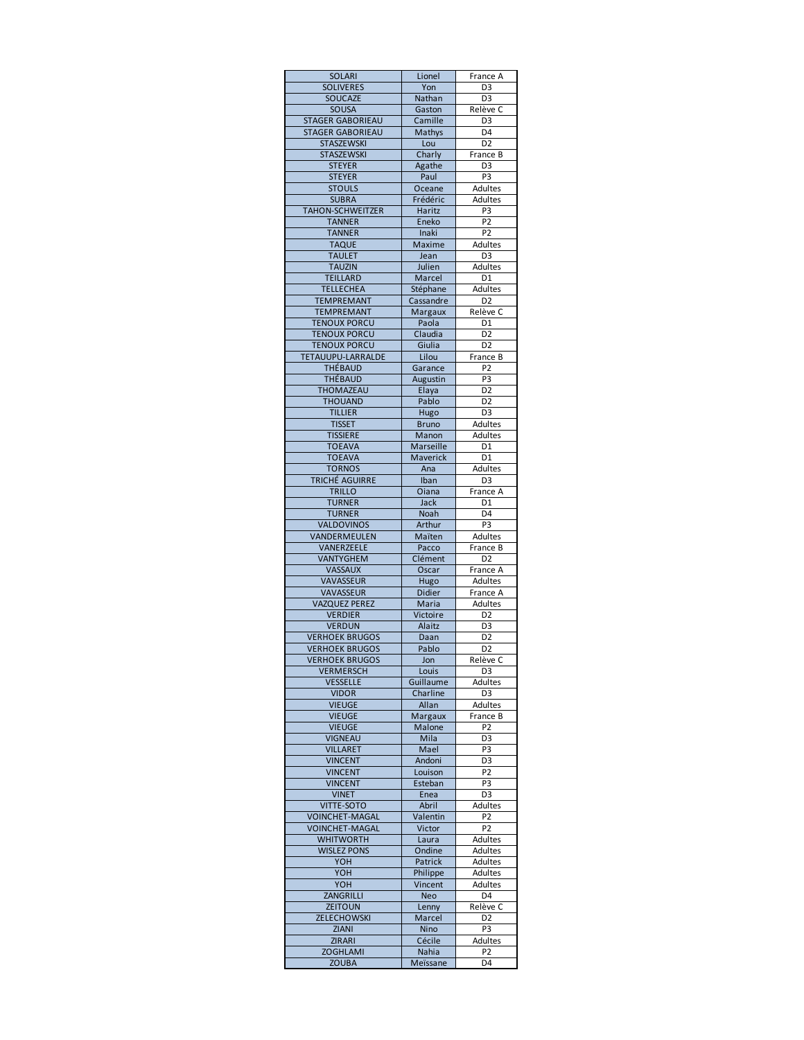| | | |
|---|---|---|
| SOLARI | Lionel | France A |
| SOLIVERES | Yon | D3 |
| SOUCAZE | Nathan | D3 |
| SOUSA | Gaston | Relève C |
| STAGER GABORIEAU | Camille | D3 |
| STAGER GABORIEAU | Mathys | D4 |
| STASZEWSKI | Lou | D2 |
| STASZEWSKI | Charly | France B |
| STEYER | Agathe | D3 |
| STEYER | Paul | P3 |
| STOULS | Oceane | Adultes |
| SUBRA | Frédéric | Adultes |
| TAHON-SCHWEITZER | Haritz | P3 |
| TANNER | Eneko | P2 |
| TANNER | Inaki | P2 |
| TAQUE | Maxime | Adultes |
| TAULET | Jean | D3 |
| TAUZIN | Julien | Adultes |
| TEILLARD | Marcel | D1 |
| TELLECHEA | Stéphane | Adultes |
| TEMPREMANT | Cassandre | D2 |
| TEMPREMANT | Margaux | Relève C |
| TENOUX PORCU | Paola | D1 |
| TENOUX PORCU | Claudia | D2 |
| TENOUX PORCU | Giulia | D2 |
| TETAUUPU-LARRALDE | Lilou | France B |
| THÉBAUD | Garance | P2 |
| THÉBAUD | Augustin | P3 |
| THOMAZEAU | Elaya | D2 |
| THOUAND | Pablo | D2 |
| TILLIER | Hugo | D3 |
| TISSET | Bruno | Adultes |
| TISSIERE | Manon | Adultes |
| TOEAVA | Marseille | D1 |
| TOEAVA | Maverick | D1 |
| TORNOS | Ana | Adultes |
| TRICHÉ AGUIRRE | Iban | D3 |
| TRILLO | Oiana | France A |
| TURNER | Jack | D1 |
| TURNER | Noah | D4 |
| VALDOVINOS | Arthur | P3 |
| VANDERMEULEN | Maïten | Adultes |
| VANERZEELE | Pacco | France B |
| VANTYGHEM | Clément | D2 |
| VASSAUX | Oscar | France A |
| VAVASSEUR | Hugo | Adultes |
| VAVASSEUR | Didier | France A |
| VAZQUEZ PEREZ | Maria | Adultes |
| VERDIER | Victoire | D2 |
| VERDUN | Alaitz | D3 |
| VERHOEK BRUGOS | Daan | D2 |
| VERHOEK BRUGOS | Pablo | D2 |
| VERHOEK BRUGOS | Jon | Relève C |
| VERMERSCH | Louis | D3 |
| VESSELLE | Guillaume | Adultes |
| VIDOR | Charline | D3 |
| VIEUGE | Allan | Adultes |
| VIEUGE | Margaux | France B |
| VIEUGE | Malone | P2 |
| VIGNEAU | Mila | D3 |
| VILLARET | Mael | P3 |
| VINCENT | Andoni | D3 |
| VINCENT | Louison | P2 |
| VINCENT | Esteban | P3 |
| VINET | Enea | D3 |
| VITTE-SOTO | Abril | Adultes |
| VOINCHET-MAGAL | Valentin | P2 |
| VOINCHET-MAGAL | Victor | P2 |
| WHITWORTH | Laura | Adultes |
| WISLEZ PONS | Ondine | Adultes |
| YOH | Patrick | Adultes |
| YOH | Philippe | Adultes |
| YOH | Vincent | Adultes |
| ZANGRILLI | Neo | D4 |
| ZEITOUN | Lenny | Relève C |
| ZELECHOWSKI | Marcel | D2 |
| ZIANI | Nino | P3 |
| ZIRARI | Cécile | Adultes |
| ZOGHLAMI | Nahia | P2 |
| ZOUBA | Meïssane | D4 |